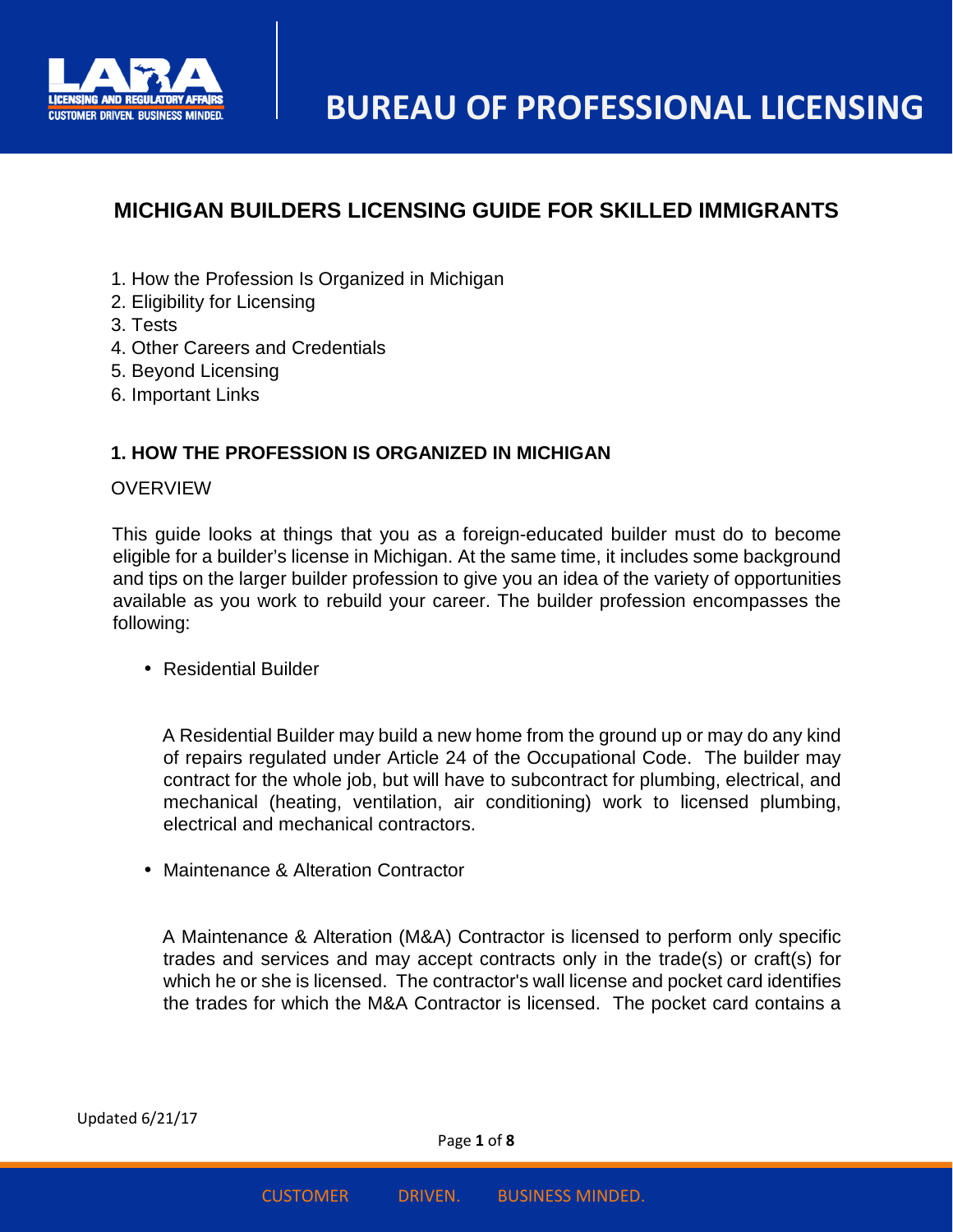# MICHIGAN BUILDERS LICENSING GUIDE FOR SKILLED IMMIGRANTS

1. How the Profession Is Organized in Michigan
2. Eligibility for Licensing
3. Tests
4. Other Careers and Credentials
5. Beyond Licensing
6. Important Links

## 1. HOW THE PROFESSION IS ORGANIZED IN MICHIGAN

OVERVIEW

This guide looks at things that you as a foreign-educated builder must do to become eligible for a builder's license in Michigan. At the same time, it includes some background and tips on the larger builder profession to give you an idea of the variety of opportunities available as you work to rebuild your career. The builder profession encompasses the following:

- Residential Builder

  A Residential Builder may build a new home from the ground up or may do any kind of repairs regulated under Article 24 of the Occupational Code. The builder may contract for the whole job, but will have to subcontract for plumbing, electrical, and mechanical (heating, ventilation, air conditioning) work to licensed plumbing, electrical and mechanical contractors.

- Maintenance & Alteration Contractor

  A Maintenance & Alteration (M&A) Contractor is licensed to perform only specific trades and services and may accept contracts only in the trade(s) or craft(s) for which he or she is licensed. The contractor's wall license and pocket card identifies the trades for which the M&A Contractor is licensed. The pocket card contains a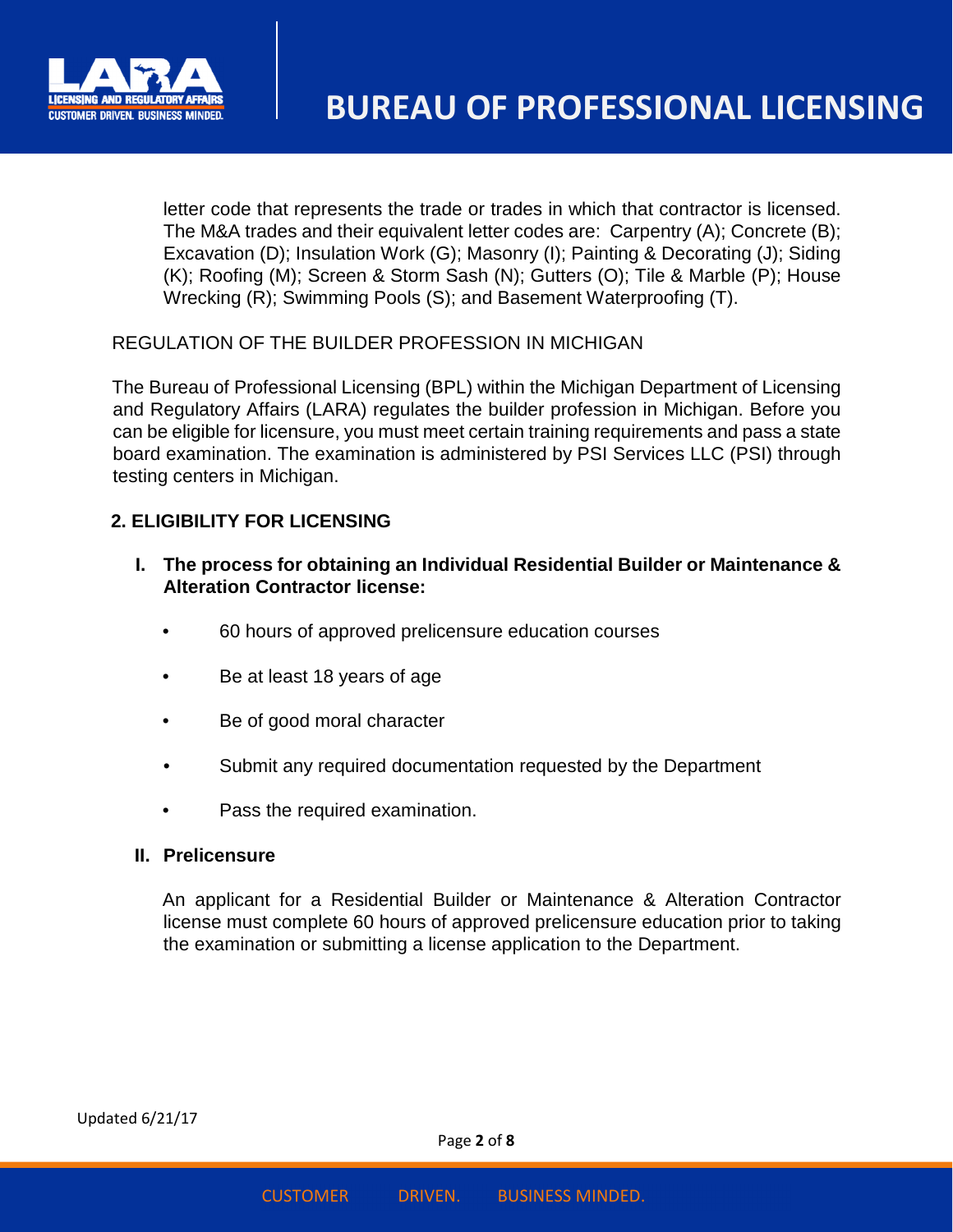letter code that represents the trade or trades in which that contractor is licensed. The M&A trades and their equivalent letter codes are: Carpentry (A); Concrete (B); Excavation (D); Insulation Work (G); Masonry (I); Painting & Decorating (J); Siding (K); Roofing (M); Screen & Storm Sash (N); Gutters (O); Tile & Marble (P); House Wrecking (R); Swimming Pools (S); and Basement Waterproofing (T).

REGULATION OF THE BUILDER PROFESSION IN MICHIGAN

The Bureau of Professional Licensing (BPL) within the Michigan Department of Licensing and Regulatory Affairs (LARA) regulates the builder profession in Michigan. Before you can be eligible for licensure, you must meet certain training requirements and pass a state board examination. The examination is administered by PSI Services LLC (PSI) through testing centers in Michigan.

## 2. ELIGIBILITY FOR LICENSING

### I. The process for obtaining an Individual Residential Builder or Maintenance & Alteration Contractor license:

- 60 hours of approved prelicensure education courses
- Be at least 18 years of age
- Be of good moral character
- Submit any required documentation requested by the Department
- Pass the required examination.

### II. Prelicensure

An applicant for a Residential Builder or Maintenance & Alteration Contractor license must complete 60 hours of approved prelicensure education prior to taking the examination or submitting a license application to the Department.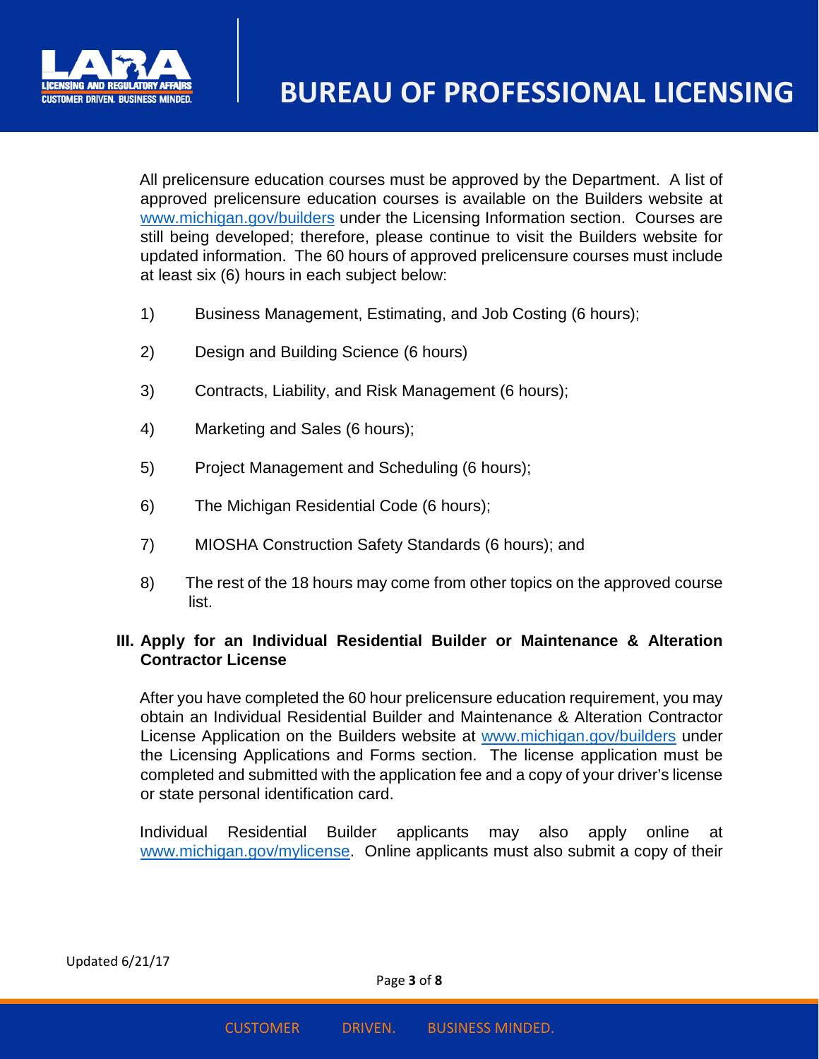All prelicensure education courses must be approved by the Department. A list of approved prelicensure education courses is available on the Builders website at www.michigan.gov/builders under the Licensing Information section. Courses are still being developed; therefore, please continue to visit the Builders website for updated information. The 60 hours of approved prelicensure courses must include at least six (6) hours in each subject below:

1) Business Management, Estimating, and Job Costing (6 hours);

2) Design and Building Science (6 hours)

3) Contracts, Liability, and Risk Management (6 hours);

4) Marketing and Sales (6 hours);

5) Project Management and Scheduling (6 hours);

6) The Michigan Residential Code (6 hours);

7) MIOSHA Construction Safety Standards (6 hours); and

8) The rest of the 18 hours may come from other topics on the approved course list.

## III. Apply for an Individual Residential Builder or Maintenance & Alteration Contractor License

After you have completed the 60 hour prelicensure education requirement, you may obtain an Individual Residential Builder and Maintenance & Alteration Contractor License Application on the Builders website at www.michigan.gov/builders under the Licensing Applications and Forms section. The license application must be completed and submitted with the application fee and a copy of your driver's license or state personal identification card.

Individual Residential Builder applicants may also apply online at www.michigan.gov/mylicense. Online applicants must also submit a copy of their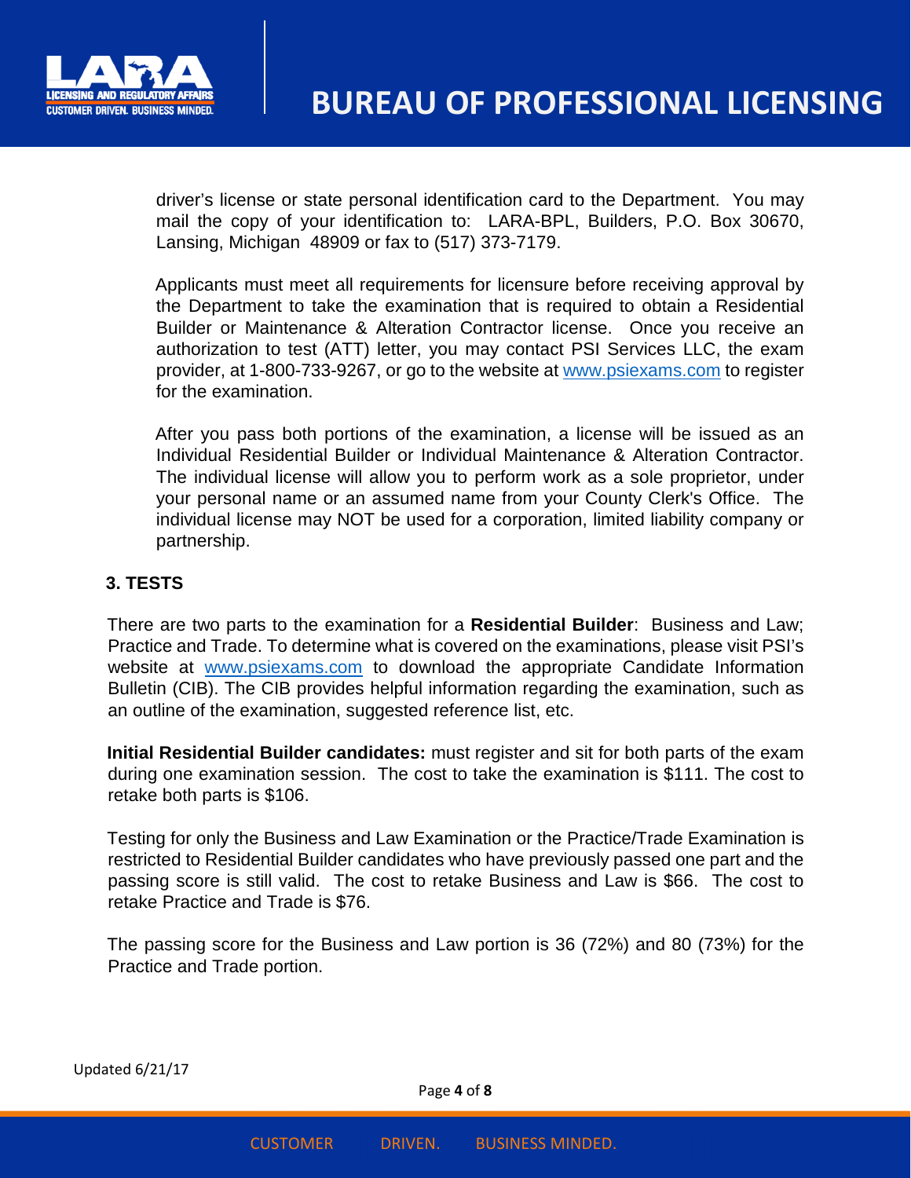driver's license or state personal identification card to the Department. You may mail the copy of your identification to: LARA-BPL, Builders, P.O. Box 30670, Lansing, Michigan 48909 or fax to (517) 373-7179.

Applicants must meet all requirements for licensure before receiving approval by the Department to take the examination that is required to obtain a Residential Builder or Maintenance & Alteration Contractor license. Once you receive an authorization to test (ATT) letter, you may contact PSI Services LLC, the exam provider, at 1-800-733-9267, or go to the website at www.psiexams.com to register for the examination.

After you pass both portions of the examination, a license will be issued as an Individual Residential Builder or Individual Maintenance & Alteration Contractor. The individual license will allow you to perform work as a sole proprietor, under your personal name or an assumed name from your County Clerk's Office. The individual license may NOT be used for a corporation, limited liability company or partnership.

## 3. TESTS

There are two parts to the examination for a **Residential Builder**: Business and Law; Practice and Trade. To determine what is covered on the examinations, please visit PSI's website at www.psiexams.com to download the appropriate Candidate Information Bulletin (CIB). The CIB provides helpful information regarding the examination, such as an outline of the examination, suggested reference list, etc.

**Initial Residential Builder candidates:** must register and sit for both parts of the exam during one examination session. The cost to take the examination is $111. The cost to retake both parts is $106.

Testing for only the Business and Law Examination or the Practice/Trade Examination is restricted to Residential Builder candidates who have previously passed one part and the passing score is still valid. The cost to retake Business and Law is $66. The cost to retake Practice and Trade is $76.

The passing score for the Business and Law portion is 36 (72%) and 80 (73%) for the Practice and Trade portion.

Updated 6/21/17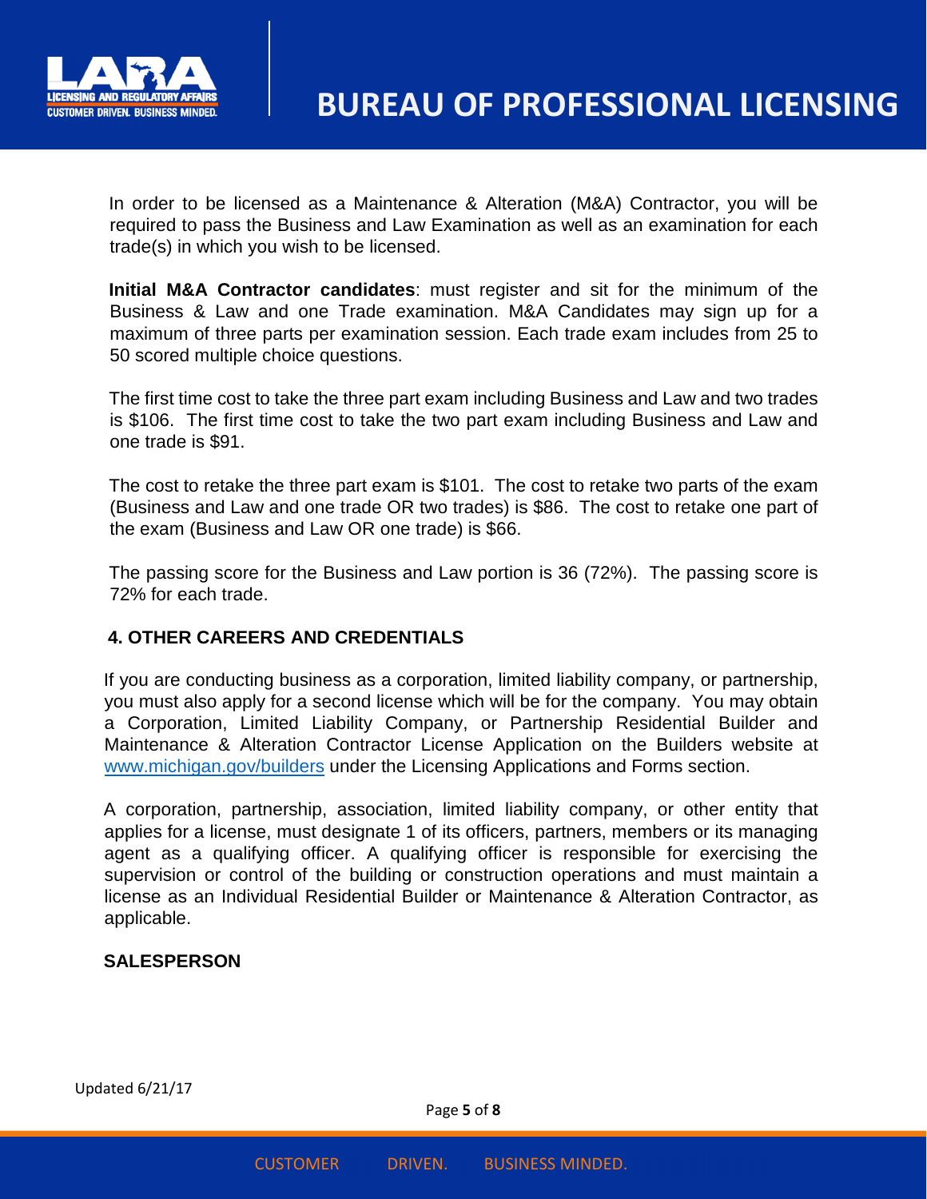In order to be licensed as a Maintenance & Alteration (M&A) Contractor, you will be required to pass the Business and Law Examination as well as an examination for each trade(s) in which you wish to be licensed.

**Initial M&A Contractor candidates**: must register and sit for the minimum of the Business & Law and one Trade examination. M&A Candidates may sign up for a maximum of three parts per examination session. Each trade exam includes from 25 to 50 scored multiple choice questions.

The first time cost to take the three part exam including Business and Law and two trades is $106. The first time cost to take the two part exam including Business and Law and one trade is $91.

The cost to retake the three part exam is $101. The cost to retake two parts of the exam (Business and Law and one trade OR two trades) is $86. The cost to retake one part of the exam (Business and Law OR one trade) is $66.

The passing score for the Business and Law portion is 36 (72%). The passing score is 72% for each trade.

## 4. OTHER CAREERS AND CREDENTIALS

If you are conducting business as a corporation, limited liability company, or partnership, you must also apply for a second license which will be for the company. You may obtain a Corporation, Limited Liability Company, or Partnership Residential Builder and Maintenance & Alteration Contractor License Application on the Builders website at [www.michigan.gov/builders](http://www.michigan.gov/builders) under the Licensing Applications and Forms section.

A corporation, partnership, association, limited liability company, or other entity that applies for a license, must designate 1 of its officers, partners, members or its managing agent as a qualifying officer. A qualifying officer is responsible for exercising the supervision or control of the building or construction operations and must maintain a license as an Individual Residential Builder or Maintenance & Alteration Contractor, as applicable.

### SALESPERSON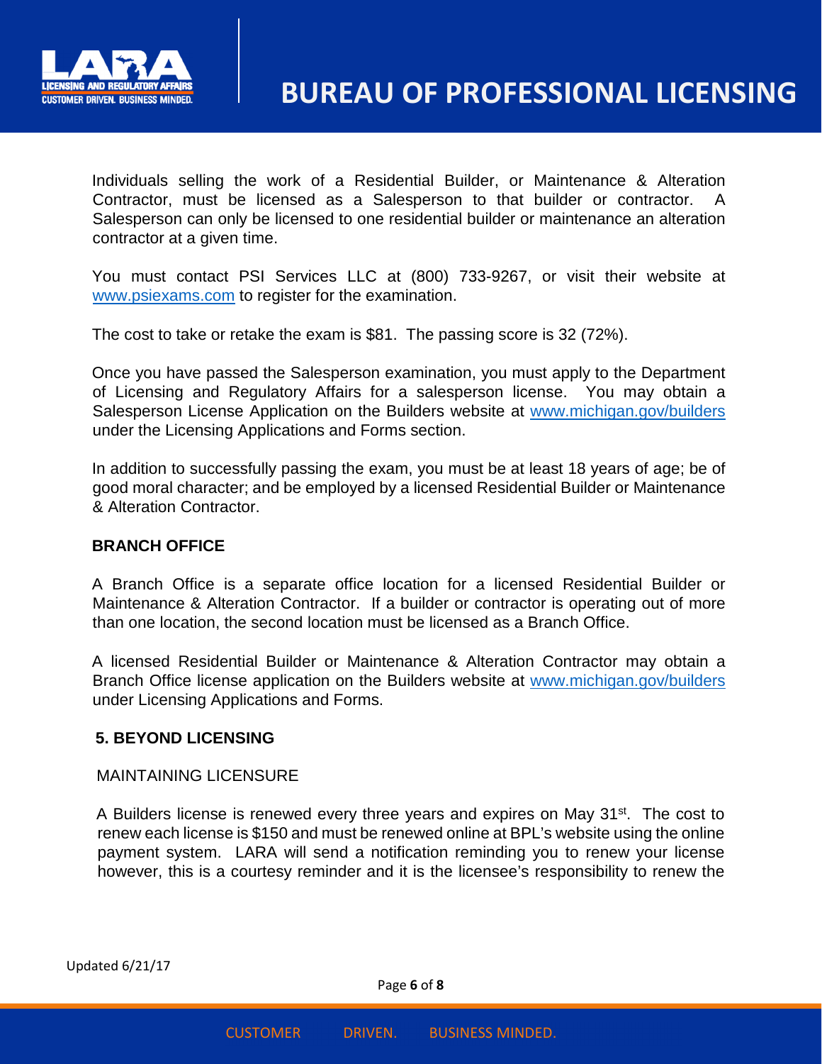Individuals selling the work of a Residential Builder, or Maintenance & Alteration Contractor, must be licensed as a Salesperson to that builder or contractor. A Salesperson can only be licensed to one residential builder or maintenance an alteration contractor at a given time.

You must contact PSI Services LLC at (800) 733-9267, or visit their website at www.psiexams.com to register for the examination.

The cost to take or retake the exam is $81. The passing score is 32 (72%).

Once you have passed the Salesperson examination, you must apply to the Department of Licensing and Regulatory Affairs for a salesperson license. You may obtain a Salesperson License Application on the Builders website at www.michigan.gov/builders under the Licensing Applications and Forms section.

In addition to successfully passing the exam, you must be at least 18 years of age; be of good moral character; and be employed by a licensed Residential Builder or Maintenance & Alteration Contractor.

**BRANCH OFFICE**

A Branch Office is a separate office location for a licensed Residential Builder or Maintenance & Alteration Contractor. If a builder or contractor is operating out of more than one location, the second location must be licensed as a Branch Office.

A licensed Residential Builder or Maintenance & Alteration Contractor may obtain a Branch Office license application on the Builders website at www.michigan.gov/builders under Licensing Applications and Forms.

## 5. BEYOND LICENSING

MAINTAINING LICENSURE

A Builders license is renewed every three years and expires on May 31st. The cost to renew each license is $150 and must be renewed online at BPL's website using the online payment system. LARA will send a notification reminding you to renew your license however, this is a courtesy reminder and it is the licensee's responsibility to renew the

Updated 6/21/17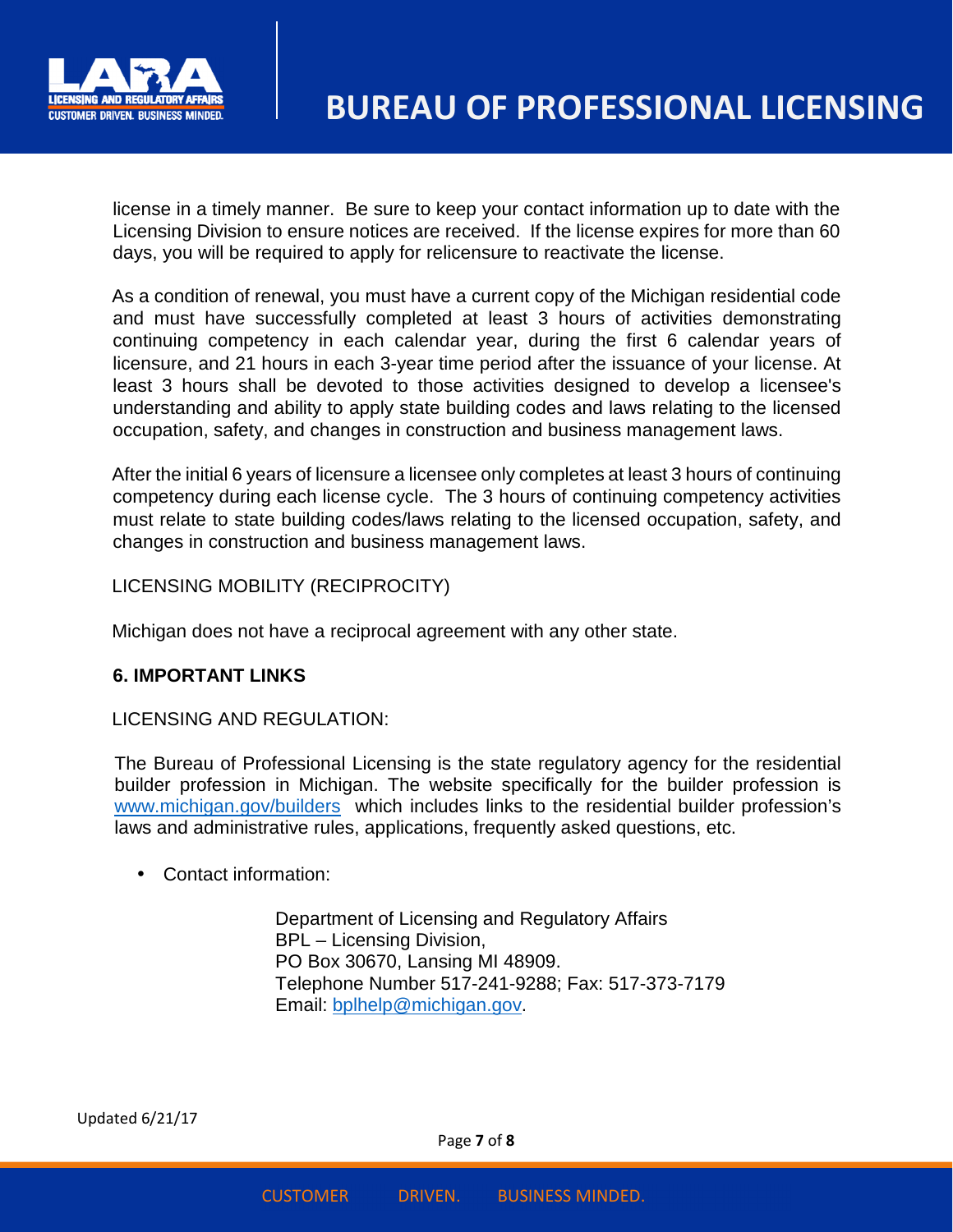license in a timely manner. Be sure to keep your contact information up to date with the Licensing Division to ensure notices are received. If the license expires for more than 60 days, you will be required to apply for relicensure to reactivate the license.

As a condition of renewal, you must have a current copy of the Michigan residential code and must have successfully completed at least 3 hours of activities demonstrating continuing competency in each calendar year, during the first 6 calendar years of licensure, and 21 hours in each 3-year time period after the issuance of your license. At least 3 hours shall be devoted to those activities designed to develop a licensee's understanding and ability to apply state building codes and laws relating to the licensed occupation, safety, and changes in construction and business management laws.

After the initial 6 years of licensure a licensee only completes at least 3 hours of continuing competency during each license cycle. The 3 hours of continuing competency activities must relate to state building codes/laws relating to the licensed occupation, safety, and changes in construction and business management laws.

LICENSING MOBILITY (RECIPROCITY)

Michigan does not have a reciprocal agreement with any other state.

### 6. IMPORTANT LINKS

LICENSING AND REGULATION:

The Bureau of Professional Licensing is the state regulatory agency for the residential builder profession in Michigan. The website specifically for the builder profession is [www.michigan.gov/builders](http://www.michigan.gov/builders) which includes links to the residential builder profession's laws and administrative rules, applications, frequently asked questions, etc.

- Contact information:

  Department of Licensing and Regulatory Affairs
  BPL – Licensing Division,
  PO Box 30670, Lansing MI 48909.
  Telephone Number 517-241-9288; Fax: 517-373-7179
  Email: [bplhelp@michigan.gov](mailto:bplhelp@michigan.gov).

Updated 6/21/17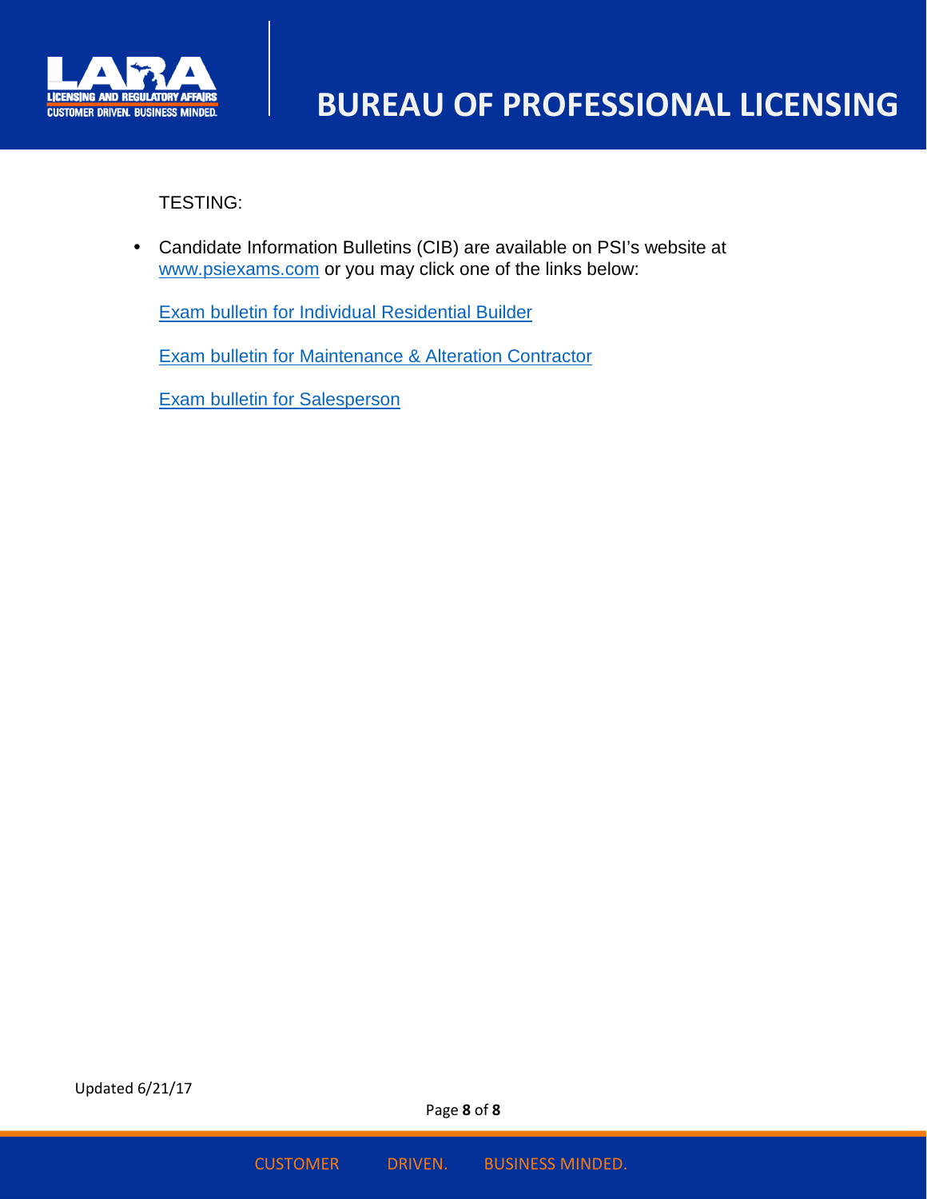TESTING:

- Candidate Information Bulletins (CIB) are available on PSI's website at www.psiexams.com or you may click one of the links below:

  Exam bulletin for Individual Residential Builder

  Exam bulletin for Maintenance & Alteration Contractor

  Exam bulletin for Salesperson

Updated 6/21/17